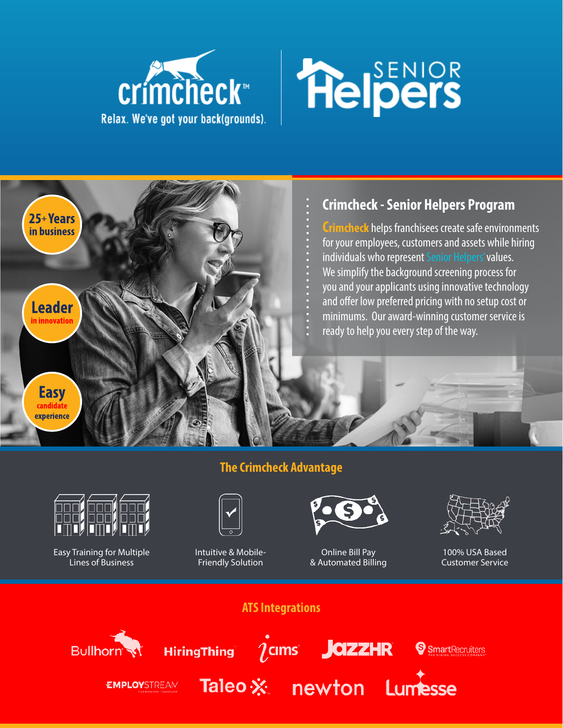crimcheck™

Relax. We've got your back(grounds).

SENIOR Helpers

**25+ Years** in business

**Leader** in innovation

**Easy** candidate experience

## Crimcheck - Senior Helpers Program

Crimcheck helps franchisees create safe environments for your employees, customers and assets while hiring individuals who represent Senior Helpers' values. We simplify the background screening process for you and your applicants using innovative technology and offer low preferred pricing with no setup cost or minimums. Our award-winning customer service is ready to help you every step of the way.

## The Crimcheck Advantage

- Easy Training for Multiple Lines of Business
- Intuitive & Mobile-Friendly Solution
- Online Bill Pay & Automated Billing
- 100% USA Based Customer Service

## ATS Integrations

Bullhorn, HiringThing, iCIMS, JazzHR, SmartRecruiters, EmployStream, Taleo, newton, Lumesse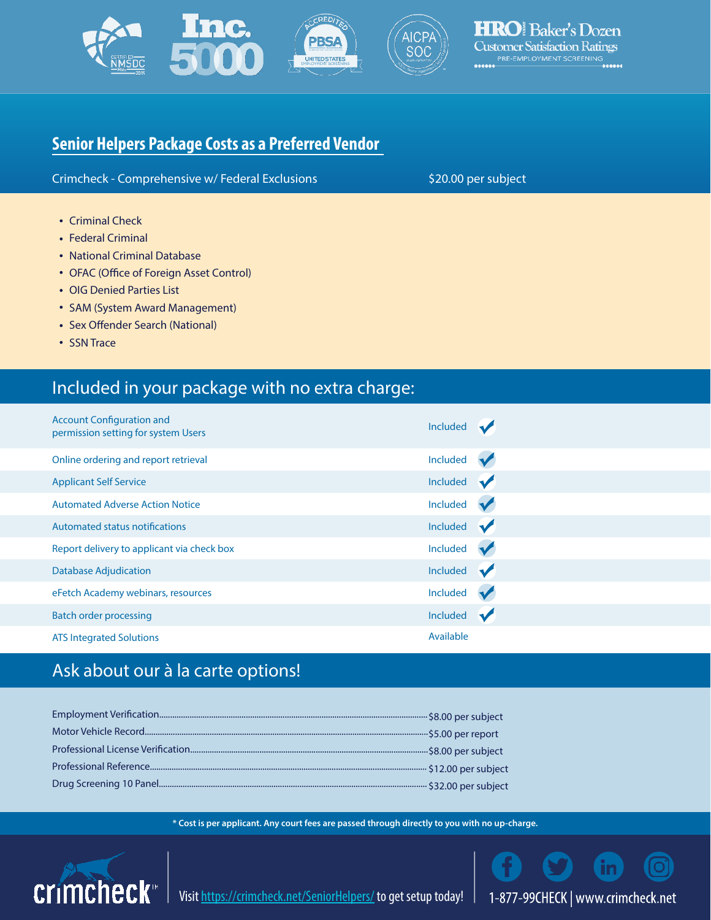## Senior Helpers Package Costs as a Preferred Vendor

| | |
|---|---|
| Crimcheck - Comprehensive w/ Federal Exclusions | $20.00 per subject |

- Criminal Check
- Federal Criminal
- National Criminal Database
- OFAC (Office of Foreign Asset Control)
- OIG Denied Parties List
- SAM (System Award Management)
- Sex Offender Search (National)
- SSN Trace

## Included in your package with no extra charge:

| | |
|---|---|
| Account Configuration and permission setting for system Users | Included ✓ |
| Online ordering and report retrieval | Included ✓ |
| Applicant Self Service | Included ✓ |
| Automated Adverse Action Notice | Included ✓ |
| Automated status notifications | Included ✓ |
| Report delivery to applicant via check box | Included ✓ |
| Database Adjudication | Included ✓ |
| eFetch Academy webinars, resources | Included ✓ |
| Batch order processing | Included ✓ |
| ATS Integrated Solutions | Available |

## Ask about our à la carte options!

| | |
|---|---|
| Employment Verification | $8.00 per subject |
| Motor Vehicle Record | $5.00 per report |
| Professional License Verification | $8.00 per subject |
| Professional Reference | $12.00 per subject |
| Drug Screening 10 Panel | $32.00 per subject |

**\* Cost is per applicant. Any court fees are passed through directly to you with no up-charge.**

crimcheck

Visit https://crimcheck.net/SeniorHelpers/ to get setup today!

1-877-99CHECK | www.crimcheck.net